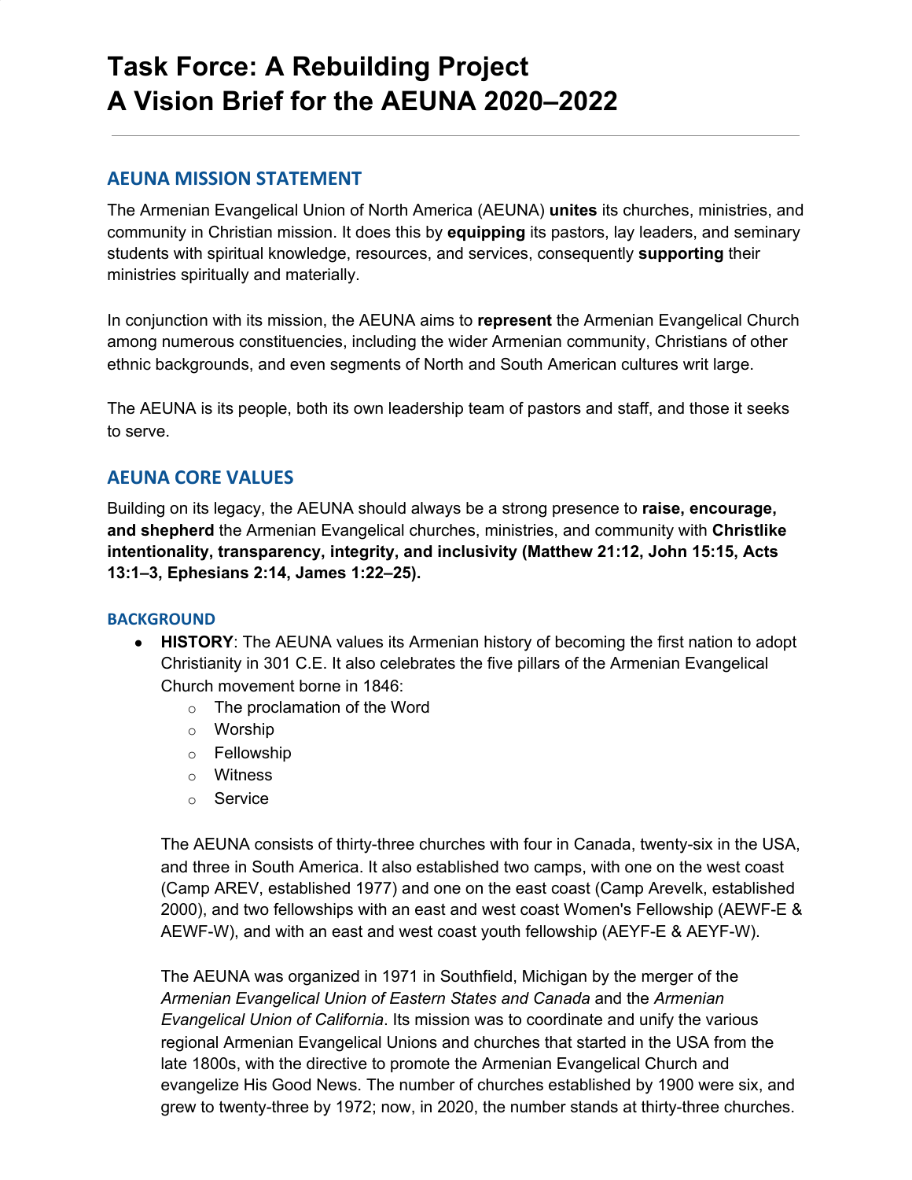# Task Force: A Rebuilding Project
# A Vision Brief for the AEUNA 2020–2022

---

## AEUNA MISSION STATEMENT

The Armenian Evangelical Union of North America (AEUNA) **unites** its churches, ministries, and community in Christian mission. It does this by **equipping** its pastors, lay leaders, and seminary students with spiritual knowledge, resources, and services, consequently **supporting** their ministries spiritually and materially.

In conjunction with its mission, the AEUNA aims to **represent** the Armenian Evangelical Church among numerous constituencies, including the wider Armenian community, Christians of other ethnic backgrounds, and even segments of North and South American cultures writ large.

The AEUNA is its people, both its own leadership team of pastors and staff, and those it seeks to serve.

## AEUNA CORE VALUES

Building on its legacy, the AEUNA should always be a strong presence to **raise, encourage, and shepherd** the Armenian Evangelical churches, ministries, and community with **Christlike intentionality, transparency, integrity, and inclusivity (Matthew 21:12, John 15:15, Acts 13:1–3, Ephesians 2:14, James 1:22–25).**

### BACKGROUND

- **HISTORY**: The AEUNA values its Armenian history of becoming the first nation to adopt Christianity in 301 C.E. It also celebrates the five pillars of the Armenian Evangelical Church movement borne in 1846:
  - The proclamation of the Word
  - Worship
  - Fellowship
  - Witness
  - Service

  The AEUNA consists of thirty-three churches with four in Canada, twenty-six in the USA, and three in South America. It also established two camps, with one on the west coast (Camp AREV, established 1977) and one on the east coast (Camp Arevelk, established 2000), and two fellowships with an east and west coast Women's Fellowship (AEWF-E & AEWF-W), and with an east and west coast youth fellowship (AEYF-E & AEYF-W).

  The AEUNA was organized in 1971 in Southfield, Michigan by the merger of the *Armenian Evangelical Union of Eastern States and Canada* and the *Armenian Evangelical Union of California*. Its mission was to coordinate and unify the various regional Armenian Evangelical Unions and churches that started in the USA from the late 1800s, with the directive to promote the Armenian Evangelical Church and evangelize His Good News. The number of churches established by 1900 were six, and grew to twenty-three by 1972; now, in 2020, the number stands at thirty-three churches.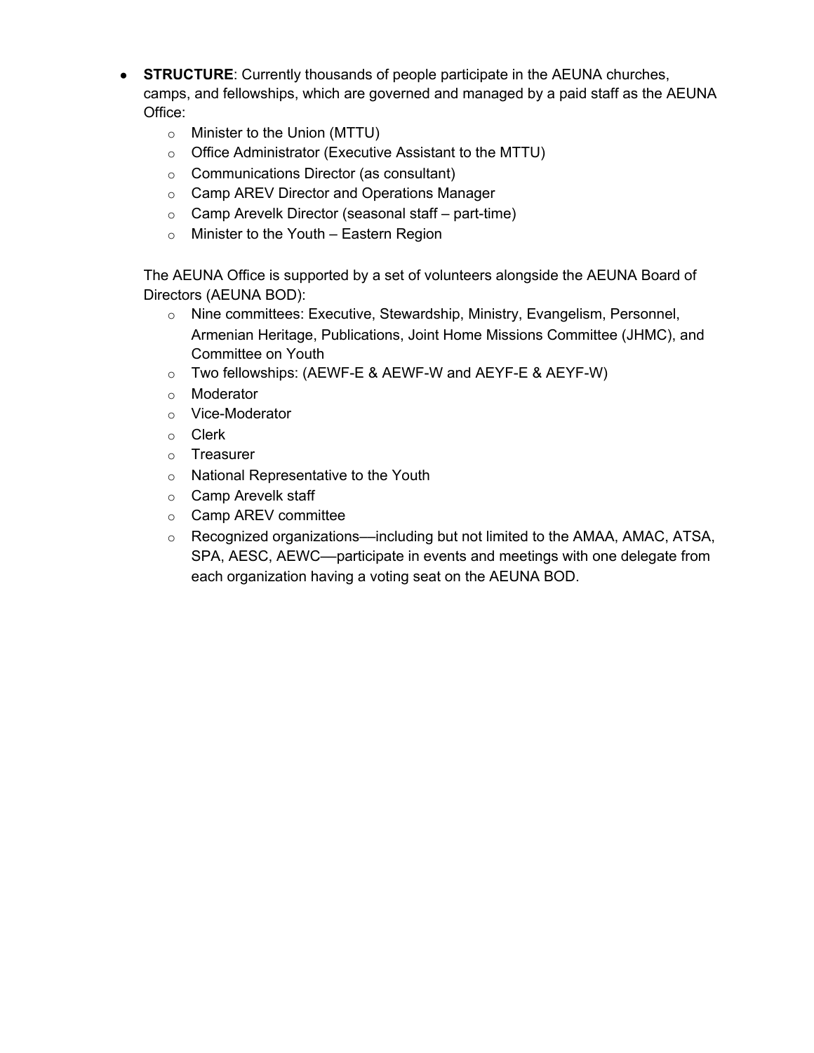- **STRUCTURE**: Currently thousands of people participate in the AEUNA churches, camps, and fellowships, which are governed and managed by a paid staff as the AEUNA Office:
  - Minister to the Union (MTTU)
  - Office Administrator (Executive Assistant to the MTTU)
  - Communications Director (as consultant)
  - Camp AREV Director and Operations Manager
  - Camp Arevelk Director (seasonal staff – part-time)
  - Minister to the Youth – Eastern Region

  The AEUNA Office is supported by a set of volunteers alongside the AEUNA Board of Directors (AEUNA BOD):
  - Nine committees: Executive, Stewardship, Ministry, Evangelism, Personnel, Armenian Heritage, Publications, Joint Home Missions Committee (JHMC), and Committee on Youth
  - Two fellowships: (AEWF-E & AEWF-W and AEYF-E & AEYF-W)
  - Moderator
  - Vice-Moderator
  - Clerk
  - Treasurer
  - National Representative to the Youth
  - Camp Arevelk staff
  - Camp AREV committee
  - Recognized organizations—including but not limited to the AMAA, AMAC, ATSA, SPA, AESC, AEWC—participate in events and meetings with one delegate from each organization having a voting seat on the AEUNA BOD.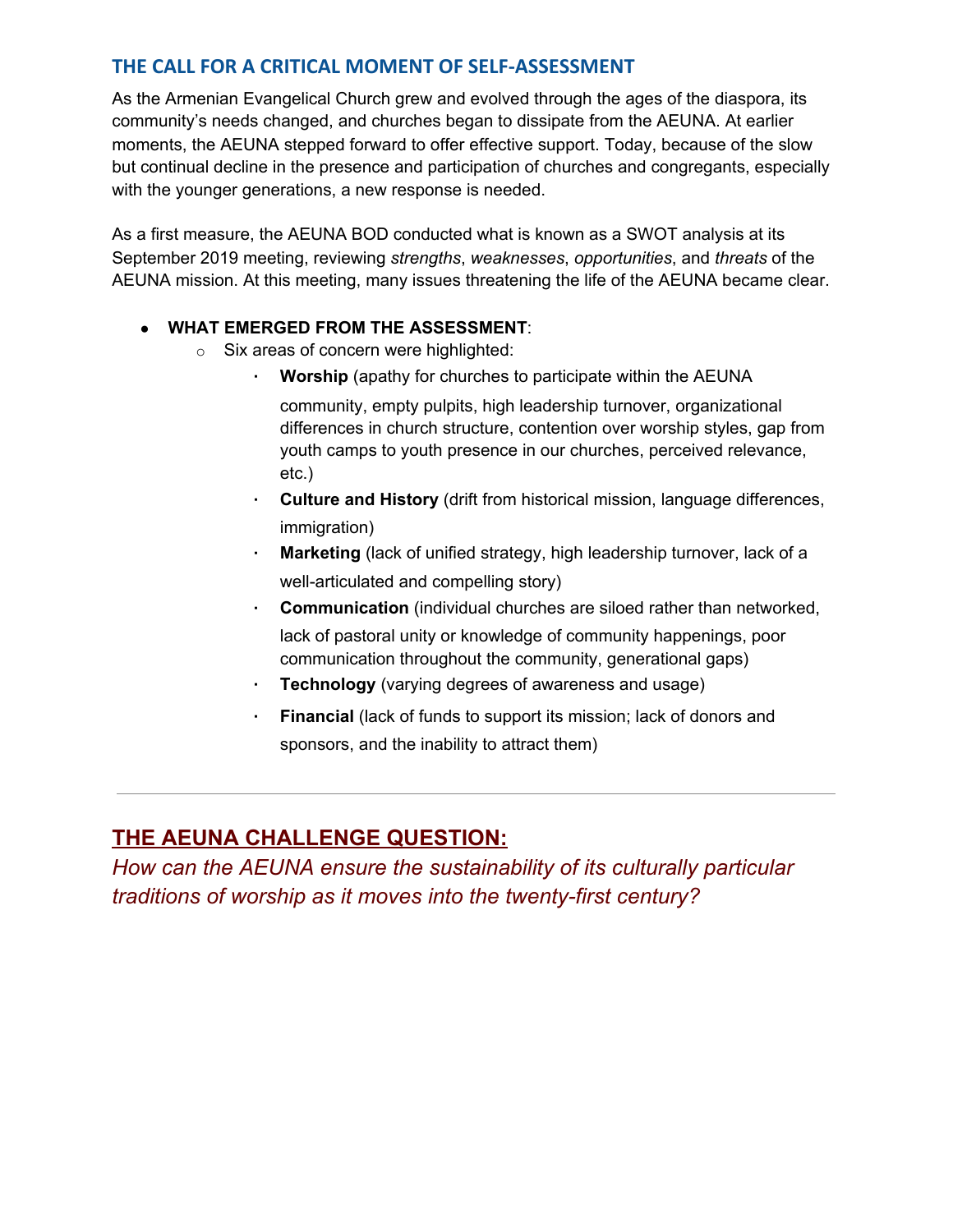## THE CALL FOR A CRITICAL MOMENT OF SELF-ASSESSMENT

As the Armenian Evangelical Church grew and evolved through the ages of the diaspora, its community's needs changed, and churches began to dissipate from the AEUNA. At earlier moments, the AEUNA stepped forward to offer effective support. Today, because of the slow but continual decline in the presence and participation of churches and congregants, especially with the younger generations, a new response is needed.

As a first measure, the AEUNA BOD conducted what is known as a SWOT analysis at its September 2019 meeting, reviewing *strengths*, *weaknesses*, *opportunities*, and *threats* of the AEUNA mission. At this meeting, many issues threatening the life of the AEUNA became clear.

- **WHAT EMERGED FROM THE ASSESSMENT**:
  - Six areas of concern were highlighted:
    - **Worship** (apathy for churches to participate within the AEUNA community, empty pulpits, high leadership turnover, organizational differences in church structure, contention over worship styles, gap from youth camps to youth presence in our churches, perceived relevance, etc.)
    - **Culture and History** (drift from historical mission, language differences, immigration)
    - **Marketing** (lack of unified strategy, high leadership turnover, lack of a well-articulated and compelling story)
    - **Communication** (individual churches are siloed rather than networked, lack of pastoral unity or knowledge of community happenings, poor communication throughout the community, generational gaps)
    - **Technology** (varying degrees of awareness and usage)
    - **Financial** (lack of funds to support its mission; lack of donors and sponsors, and the inability to attract them)

---

## THE AEUNA CHALLENGE QUESTION:

*How can the AEUNA ensure the sustainability of its culturally particular traditions of worship as it moves into the twenty-first century?*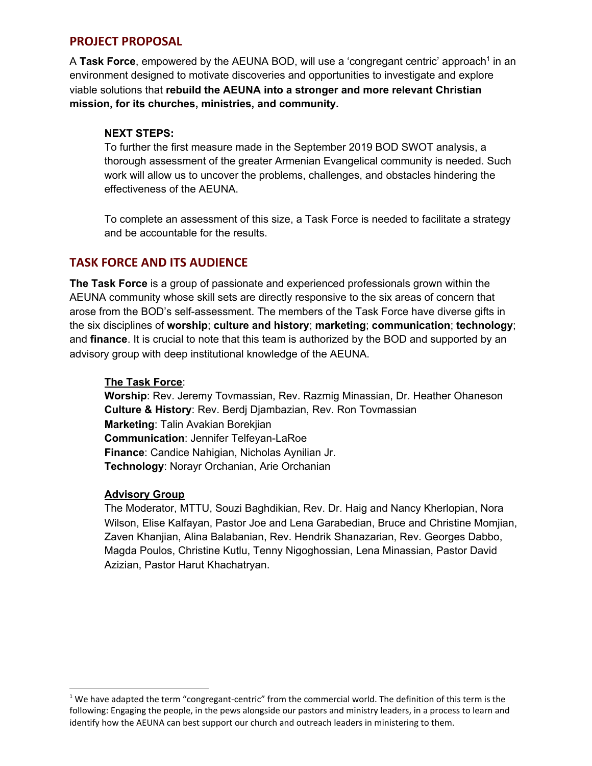## PROJECT PROPOSAL

A **Task Force**, empowered by the AEUNA BOD, will use a 'congregant centric' approach[1] in an environment designed to motivate discoveries and opportunities to investigate and explore viable solutions that **rebuild the AEUNA into a stronger and more relevant Christian mission, for its churches, ministries, and community.**

**NEXT STEPS:**

To further the first measure made in the September 2019 BOD SWOT analysis, a thorough assessment of the greater Armenian Evangelical community is needed. Such work will allow us to uncover the problems, challenges, and obstacles hindering the effectiveness of the AEUNA.

To complete an assessment of this size, a Task Force is needed to facilitate a strategy and be accountable for the results.

## TASK FORCE AND ITS AUDIENCE

**The Task Force** is a group of passionate and experienced professionals grown within the AEUNA community whose skill sets are directly responsive to the six areas of concern that arose from the BOD's self-assessment. The members of the Task Force have diverse gifts in the six disciplines of **worship**; **culture and history**; **marketing**; **communication**; **technology**; and **finance**. It is crucial to note that this team is authorized by the BOD and supported by an advisory group with deep institutional knowledge of the AEUNA.

**The Task Force**:

**Worship**: Rev. Jeremy Tovmassian, Rev. Razmig Minassian, Dr. Heather Ohaneson
**Culture & History**: Rev. Berdj Djambazian, Rev. Ron Tovmassian
**Marketing**: Talin Avakian Borekjian
**Communication**: Jennifer Telfeyan-LaRoe
**Finance**: Candice Nahigian, Nicholas Aynilian Jr.
**Technology**: Norayr Orchanian, Arie Orchanian

**Advisory Group**

The Moderator, MTTU, Souzi Baghdikian, Rev. Dr. Haig and Nancy Kherlopian, Nora Wilson, Elise Kalfayan, Pastor Joe and Lena Garabedian, Bruce and Christine Momjian, Zaven Khanjian, Alina Balabanian, Rev. Hendrik Shanazarian, Rev. Georges Dabbo, Magda Poulos, Christine Kutlu, Tenny Nigoghossian, Lena Minassian, Pastor David Azizian, Pastor Harut Khachatryan.

---

[1] We have adapted the term "congregant-centric" from the commercial world. The definition of this term is the following: Engaging the people, in the pews alongside our pastors and ministry leaders, in a process to learn and identify how the AEUNA can best support our church and outreach leaders in ministering to them.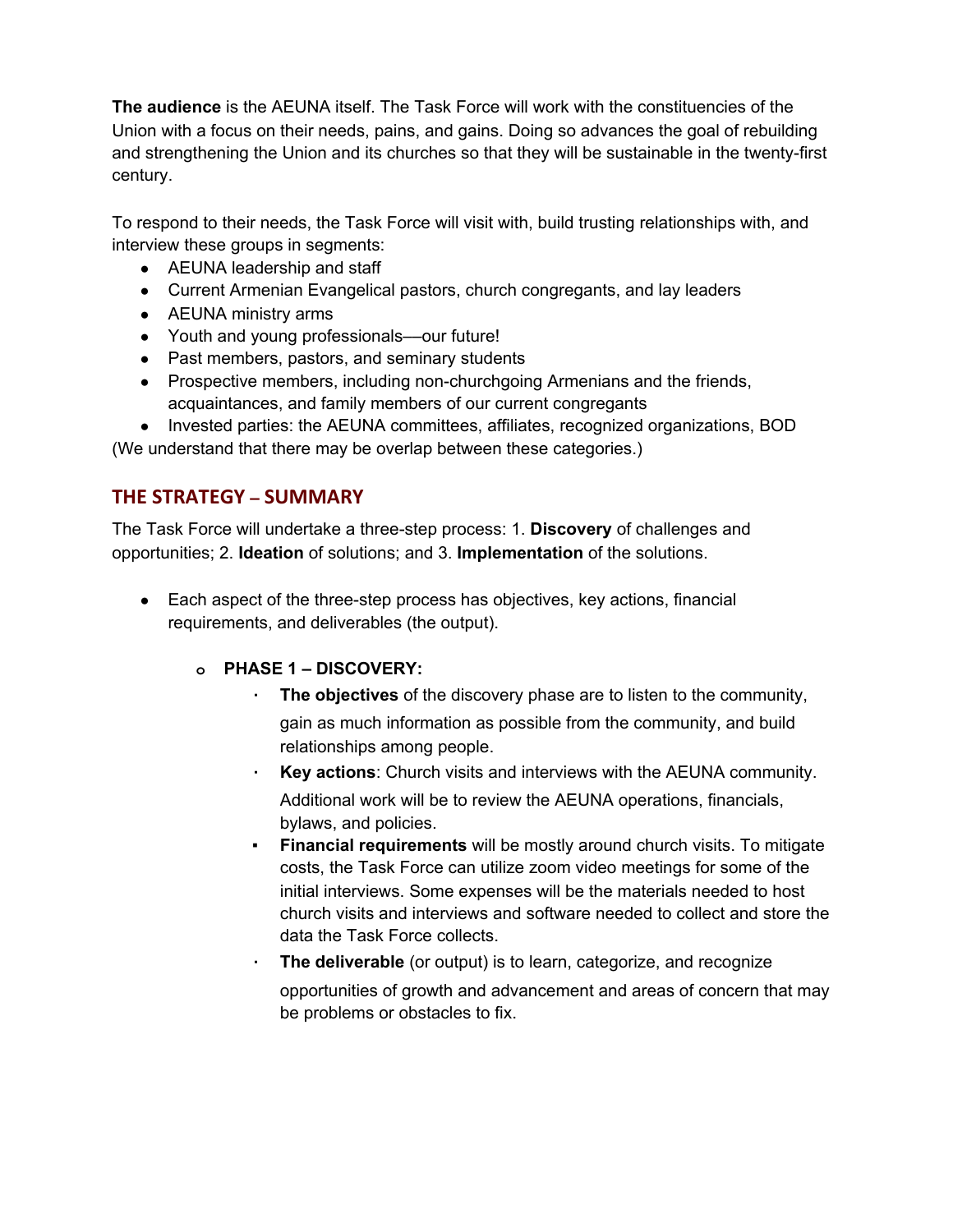**The audience** is the AEUNA itself. The Task Force will work with the constituencies of the Union with a focus on their needs, pains, and gains. Doing so advances the goal of rebuilding and strengthening the Union and its churches so that they will be sustainable in the twenty-first century.

To respond to their needs, the Task Force will visit with, build trusting relationships with, and interview these groups in segments:

- AEUNA leadership and staff
- Current Armenian Evangelical pastors, church congregants, and lay leaders
- AEUNA ministry arms
- Youth and young professionals—our future!
- Past members, pastors, and seminary students
- Prospective members, including non-churchgoing Armenians and the friends, acquaintances, and family members of our current congregants
- Invested parties: the AEUNA committees, affiliates, recognized organizations, BOD

(We understand that there may be overlap between these categories.)

## THE STRATEGY – SUMMARY

The Task Force will undertake a three-step process: 1. **Discovery** of challenges and opportunities; 2. **Ideation** of solutions; and 3. **Implementation** of the solutions.

- Each aspect of the three-step process has objectives, key actions, financial requirements, and deliverables (the output).
  - **PHASE 1 – DISCOVERY:**
    - **The objectives** of the discovery phase are to listen to the community, gain as much information as possible from the community, and build relationships among people.
    - **Key actions**: Church visits and interviews with the AEUNA community. Additional work will be to review the AEUNA operations, financials, bylaws, and policies.
    - **Financial requirements** will be mostly around church visits. To mitigate costs, the Task Force can utilize zoom video meetings for some of the initial interviews. Some expenses will be the materials needed to host church visits and interviews and software needed to collect and store the data the Task Force collects.
    - **The deliverable** (or output) is to learn, categorize, and recognize opportunities of growth and advancement and areas of concern that may be problems or obstacles to fix.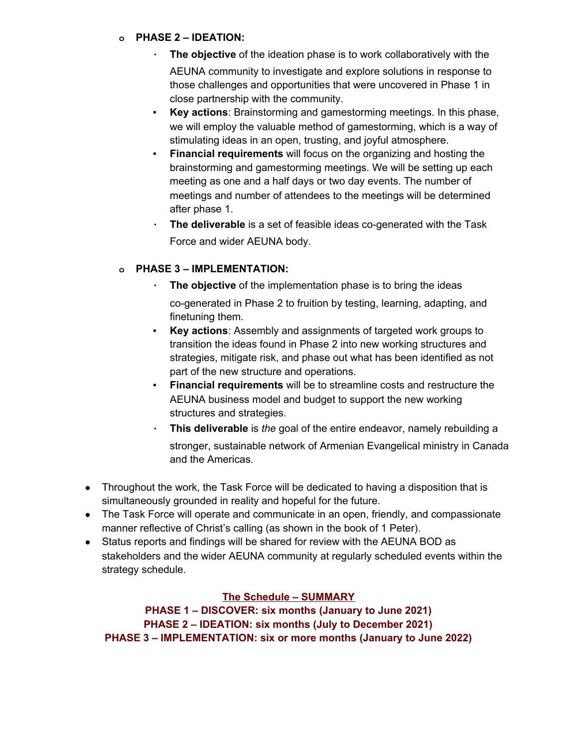- **PHASE 2 – IDEATION:**
  - **The objective** of the ideation phase is to work collaboratively with the AEUNA community to investigate and explore solutions in response to those challenges and opportunities that were uncovered in Phase 1 in close partnership with the community.
  - **Key actions**: Brainstorming and gamestorming meetings. In this phase, we will employ the valuable method of gamestorming, which is a way of stimulating ideas in an open, trusting, and joyful atmosphere.
  - **Financial requirements** will focus on the organizing and hosting the brainstorming and gamestorming meetings. We will be setting up each meeting as one and a half days or two day events. The number of meetings and number of attendees to the meetings will be determined after phase 1.
  - **The deliverable** is a set of feasible ideas co-generated with the Task Force and wider AEUNA body.

- **PHASE 3 – IMPLEMENTATION:**
  - **The objective** of the implementation phase is to bring the ideas co-generated in Phase 2 to fruition by testing, learning, adapting, and finetuning them.
  - **Key actions**: Assembly and assignments of targeted work groups to transition the ideas found in Phase 2 into new working structures and strategies, mitigate risk, and phase out what has been identified as not part of the new structure and operations.
  - **Financial requirements** will be to streamline costs and restructure the AEUNA business model and budget to support the new working structures and strategies.
  - **This deliverable** is *the* goal of the entire endeavor, namely rebuilding a stronger, sustainable network of Armenian Evangelical ministry in Canada and the Americas.

- Throughout the work, the Task Force will be dedicated to having a disposition that is simultaneously grounded in reality and hopeful for the future.
- The Task Force will operate and communicate in an open, friendly, and compassionate manner reflective of Christ's calling (as shown in the book of 1 Peter).
- Status reports and findings will be shared for review with the AEUNA BOD as stakeholders and the wider AEUNA community at regularly scheduled events within the strategy schedule.

**The Schedule – SUMMARY**

**PHASE 1 – DISCOVER: six months (January to June 2021)**
**PHASE 2 – IDEATION: six months (July to December 2021)**
**PHASE 3 – IMPLEMENTATION: six or more months (January to June 2022)**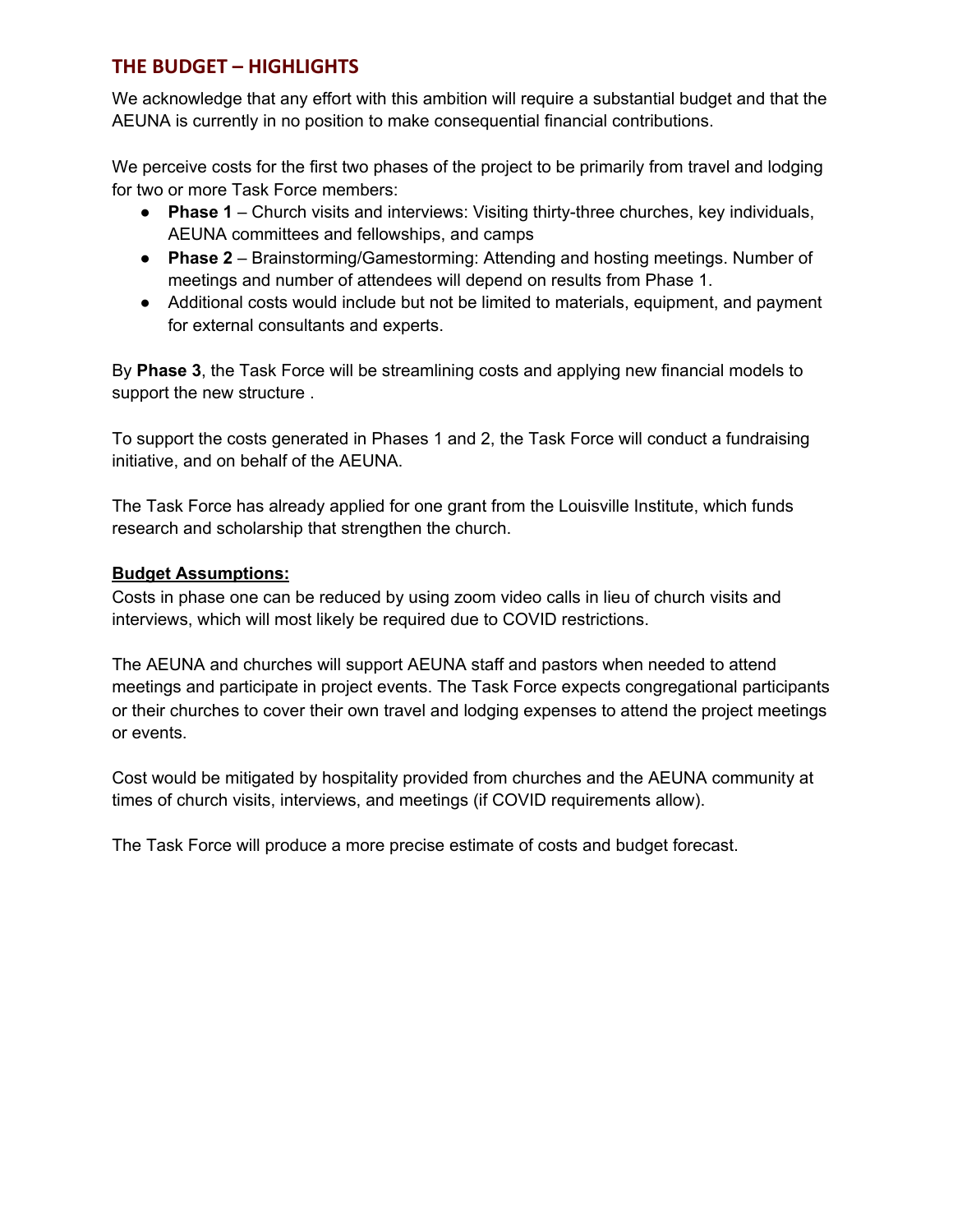## THE BUDGET – HIGHLIGHTS

We acknowledge that any effort with this ambition will require a substantial budget and that the AEUNA is currently in no position to make consequential financial contributions.

We perceive costs for the first two phases of the project to be primarily from travel and lodging for two or more Task Force members:

- **Phase 1** – Church visits and interviews: Visiting thirty-three churches, key individuals, AEUNA committees and fellowships, and camps
- **Phase 2** – Brainstorming/Gamestorming: Attending and hosting meetings. Number of meetings and number of attendees will depend on results from Phase 1.
- Additional costs would include but not be limited to materials, equipment, and payment for external consultants and experts.

By **Phase 3**, the Task Force will be streamlining costs and applying new financial models to support the new structure .

To support the costs generated in Phases 1 and 2, the Task Force will conduct a fundraising initiative, and on behalf of the AEUNA.

The Task Force has already applied for one grant from the Louisville Institute, which funds research and scholarship that strengthen the church.

**Budget Assumptions:**

Costs in phase one can be reduced by using zoom video calls in lieu of church visits and interviews, which will most likely be required due to COVID restrictions.

The AEUNA and churches will support AEUNA staff and pastors when needed to attend meetings and participate in project events. The Task Force expects congregational participants or their churches to cover their own travel and lodging expenses to attend the project meetings or events.

Cost would be mitigated by hospitality provided from churches and the AEUNA community at times of church visits, interviews, and meetings (if COVID requirements allow).

The Task Force will produce a more precise estimate of costs and budget forecast.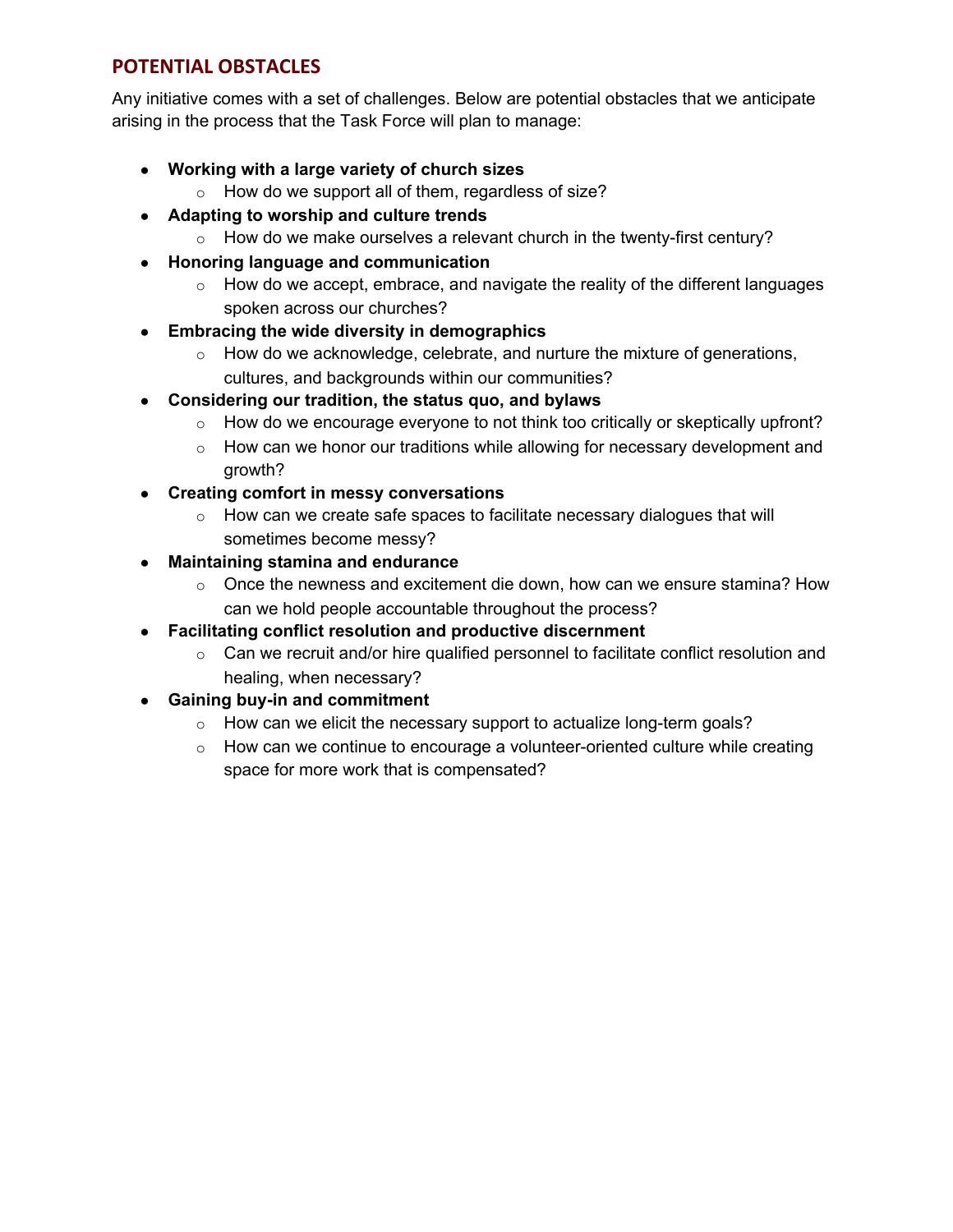## POTENTIAL OBSTACLES

Any initiative comes with a set of challenges. Below are potential obstacles that we anticipate arising in the process that the Task Force will plan to manage:

- **Working with a large variety of church sizes**
  - How do we support all of them, regardless of size?
- **Adapting to worship and culture trends**
  - How do we make ourselves a relevant church in the twenty-first century?
- **Honoring language and communication**
  - How do we accept, embrace, and navigate the reality of the different languages spoken across our churches?
- **Embracing the wide diversity in demographics**
  - How do we acknowledge, celebrate, and nurture the mixture of generations, cultures, and backgrounds within our communities?
- **Considering our tradition, the status quo, and bylaws**
  - How do we encourage everyone to not think too critically or skeptically upfront?
  - How can we honor our traditions while allowing for necessary development and growth?
- **Creating comfort in messy conversations**
  - How can we create safe spaces to facilitate necessary dialogues that will sometimes become messy?
- **Maintaining stamina and endurance**
  - Once the newness and excitement die down, how can we ensure stamina? How can we hold people accountable throughout the process?
- **Facilitating conflict resolution and productive discernment**
  - Can we recruit and/or hire qualified personnel to facilitate conflict resolution and healing, when necessary?
- **Gaining buy-in and commitment**
  - How can we elicit the necessary support to actualize long-term goals?
  - How can we continue to encourage a volunteer-oriented culture while creating space for more work that is compensated?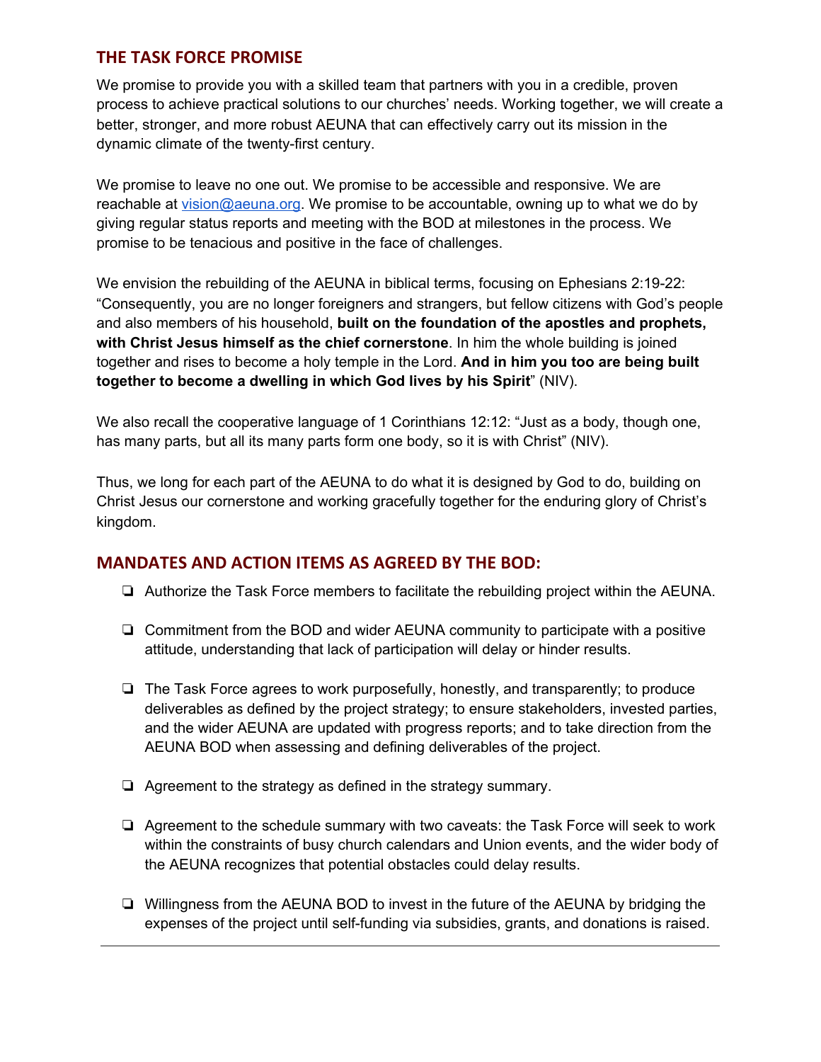## THE TASK FORCE PROMISE

We promise to provide you with a skilled team that partners with you in a credible, proven process to achieve practical solutions to our churches' needs. Working together, we will create a better, stronger, and more robust AEUNA that can effectively carry out its mission in the dynamic climate of the twenty-first century.

We promise to leave no one out. We promise to be accessible and responsive. We are reachable at vision@aeuna.org. We promise to be accountable, owning up to what we do by giving regular status reports and meeting with the BOD at milestones in the process. We promise to be tenacious and positive in the face of challenges.

We envision the rebuilding of the AEUNA in biblical terms, focusing on Ephesians 2:19-22: "Consequently, you are no longer foreigners and strangers, but fellow citizens with God's people and also members of his household, **built on the foundation of the apostles and prophets, with Christ Jesus himself as the chief cornerstone**. In him the whole building is joined together and rises to become a holy temple in the Lord. **And in him you too are being built together to become a dwelling in which God lives by his Spirit**" (NIV).

We also recall the cooperative language of 1 Corinthians 12:12: "Just as a body, though one, has many parts, but all its many parts form one body, so it is with Christ" (NIV).

Thus, we long for each part of the AEUNA to do what it is designed by God to do, building on Christ Jesus our cornerstone and working gracefully together for the enduring glory of Christ's kingdom.

## MANDATES AND ACTION ITEMS AS AGREED BY THE BOD:

- ❏ Authorize the Task Force members to facilitate the rebuilding project within the AEUNA.
- ❏ Commitment from the BOD and wider AEUNA community to participate with a positive attitude, understanding that lack of participation will delay or hinder results.
- ❏ The Task Force agrees to work purposefully, honestly, and transparently; to produce deliverables as defined by the project strategy; to ensure stakeholders, invested parties, and the wider AEUNA are updated with progress reports; and to take direction from the AEUNA BOD when assessing and defining deliverables of the project.
- ❏ Agreement to the strategy as defined in the strategy summary.
- ❏ Agreement to the schedule summary with two caveats: the Task Force will seek to work within the constraints of busy church calendars and Union events, and the wider body of the AEUNA recognizes that potential obstacles could delay results.
- ❏ Willingness from the AEUNA BOD to invest in the future of the AEUNA by bridging the expenses of the project until self-funding via subsidies, grants, and donations is raised.

---